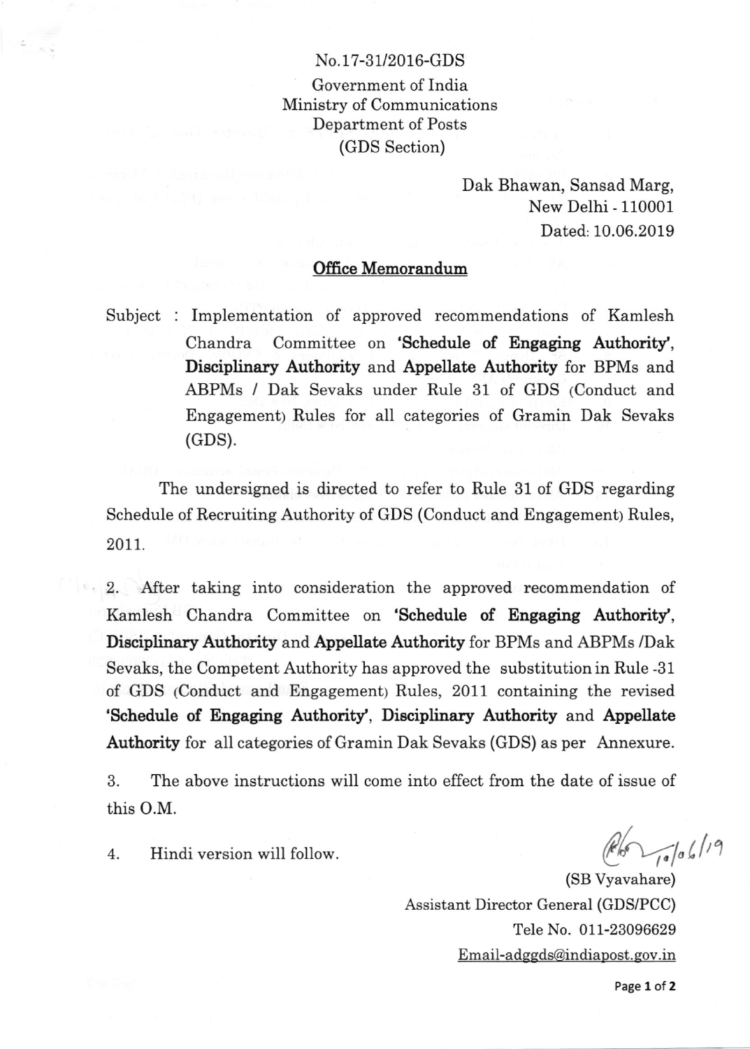No.17-31/2016-GDS

Government of India
Ministry of Communications
Department of Posts
(GDS Section)

Dak Bhawan, Sansad Marg,
New Delhi - 110001
Dated: 10.06.2019

## Office Memorandum

Subject : Implementation of approved recommendations of Kamlesh Chandra Committee on **'Schedule of Engaging Authority'**, **Disciplinary Authority** and **Appellate Authority** for BPMs and ABPMs / Dak Sevaks under Rule 31 of GDS (Conduct and Engagement) Rules for all categories of Gramin Dak Sevaks (GDS).

The undersigned is directed to refer to Rule 31 of GDS regarding Schedule of Recruiting Authority of GDS (Conduct and Engagement) Rules, 2011.

2. After taking into consideration the approved recommendation of Kamlesh Chandra Committee on **'Schedule of Engaging Authority'**, **Disciplinary Authority** and **Appellate Authority** for BPMs and ABPMs /Dak Sevaks, the Competent Authority has approved the substitution in Rule -31 of GDS (Conduct and Engagement) Rules, 2011 containing the revised **'Schedule of Engaging Authority'**, **Disciplinary Authority** and **Appellate Authority** for all categories of Gramin Dak Sevaks (GDS) as per Annexure.

3. The above instructions will come into effect from the date of issue of this O.M.

4. Hindi version will follow.

10/06/19

(SB Vyavahare)
Assistant Director General (GDS/PCC)
Tele No. 011-23096629
Email-adggds@indiapost.gov.in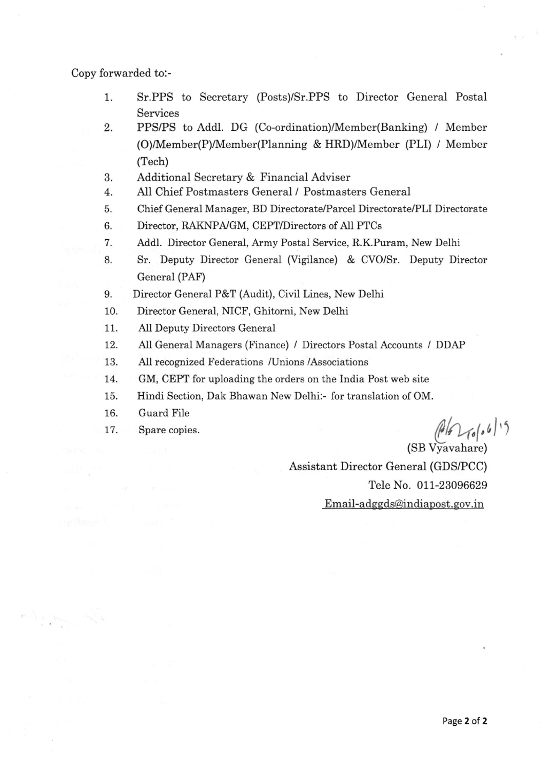Copy forwarded to:-

1. Sr.PPS to Secretary (Posts)/Sr.PPS to Director General Postal Services
2. PPS/PS to Addl. DG (Co-ordination)/Member(Banking) / Member (O)/Member(P)/Member(Planning & HRD)/Member (PLI) / Member (Tech)
3. Additional Secretary & Financial Adviser
4. All Chief Postmasters General / Postmasters General
5. Chief General Manager, BD Directorate/Parcel Directorate/PLI Directorate
6. Director, RAKNPA/GM, CEPT/Directors of All PTCs
7. Addl. Director General, Army Postal Service, R.K.Puram, New Delhi
8. Sr. Deputy Director General (Vigilance) & CVO/Sr. Deputy Director General (PAF)
9. Director General P&T (Audit), Civil Lines, New Delhi
10. Director General, NICF, Ghitorni, New Delhi
11. All Deputy Directors General
12. All General Managers (Finance) / Directors Postal Accounts / DDAP
13. All recognized Federations /Unions /Associations
14. GM, CEPT for uploading the orders on the India Post web site
15. Hindi Section, Dak Bhawan New Delhi:- for translation of OM.
16. Guard File
17. Spare copies.

10/06/19

(SB Vyavahare)
Assistant Director General (GDS/PCC)
Tele No. 011-23096629
Email-adggds@indiapost.gov.in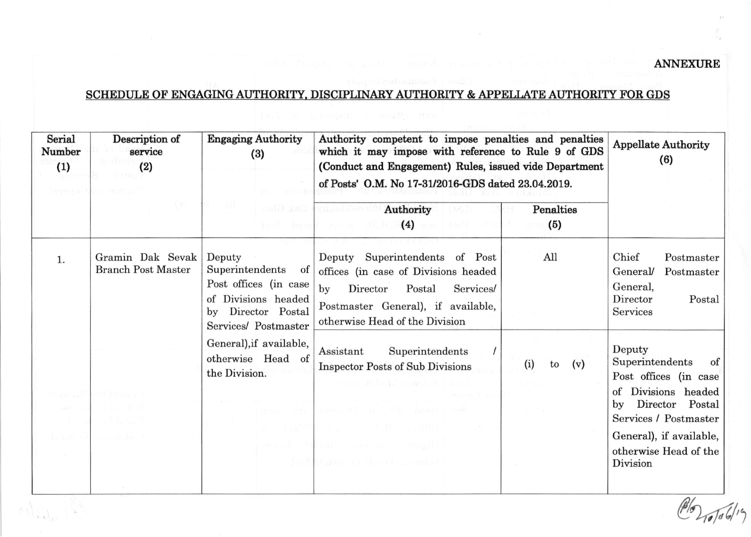**ANNEXURE**

## SCHEDULE OF ENGAGING AUTHORITY, DISCIPLINARY AUTHORITY & APPELLATE AUTHORITY FOR GDS

| Serial Number (1) | Description of service (2) | Engaging Authority (3) | Authority competent to impose penalties and penalties which it may impose with reference to Rule 9 of GDS (Conduct and Engagement) Rules, issued vide Department of Posts' O.M. No 17-31/2016-GDS dated 23.04.2019. | | Appellate Authority (6) |
|---|---|---|---|---|---|
| | | | Authority (4) | Penalties (5) | |
| 1. | Gramin Dak Sevak Branch Post Master | Deputy Superintendents of Post offices (in case of Divisions headed by Director Postal Services/ Postmaster General), if available, otherwise Head of the Division. | Deputy Superintendents of Post offices (in case of Divisions headed by Director Postal Services/ Postmaster General), if available, otherwise Head of the Division | All | Chief Postmaster General/ Postmaster General, Director Postal Services |
| | | | Assistant Superintendents / Inspector Posts of Sub Divisions | (i) to (v) | Deputy Superintendents of Post offices (in case of Divisions headed by Director Postal Services / Postmaster General), if available, otherwise Head of the Division |